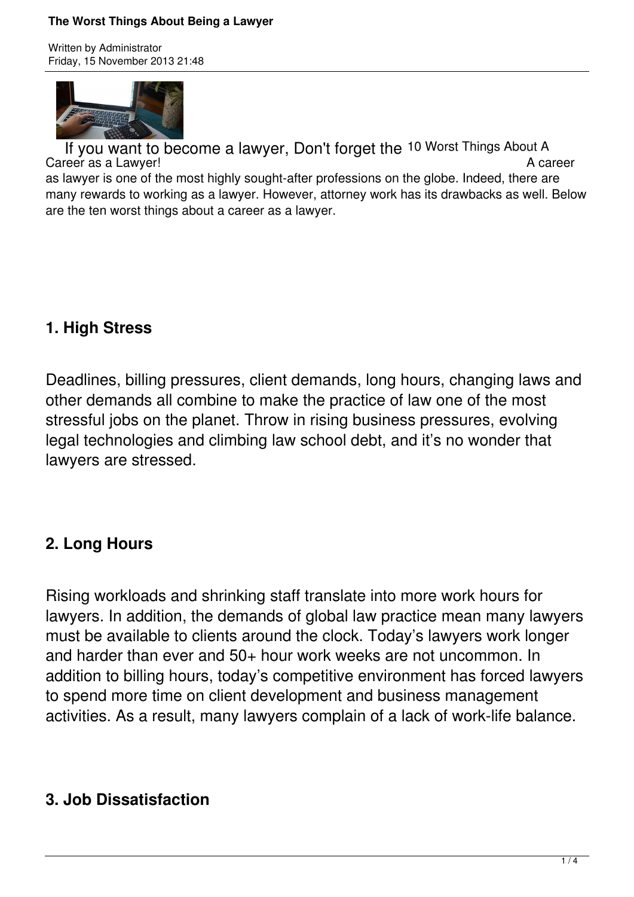# The Worst Things About Being a Lawyer

Written by Administrator
Friday, 15 November 2013 21:48

If you want to become a lawyer, Don't forget the 10 Worst Things About A Career as a Lawyer! A career as lawyer is one of the most highly sought-after professions on the globe. Indeed, there are many rewards to working as a lawyer. However, attorney work has its drawbacks as well. Below are the ten worst things about a career as a lawyer.

## 1. High Stress

Deadlines, billing pressures, client demands, long hours, changing laws and other demands all combine to make the practice of law one of the most stressful jobs on the planet. Throw in rising business pressures, evolving legal technologies and climbing law school debt, and it's no wonder that lawyers are stressed.

## 2. Long Hours

Rising workloads and shrinking staff translate into more work hours for lawyers. In addition, the demands of global law practice mean many lawyers must be available to clients around the clock. Today's lawyers work longer and harder than ever and 50+ hour work weeks are not uncommon. In addition to billing hours, today's competitive environment has forced lawyers to spend more time on client development and business management activities. As a result, many lawyers complain of a lack of work-life balance.

## 3. Job Dissatisfaction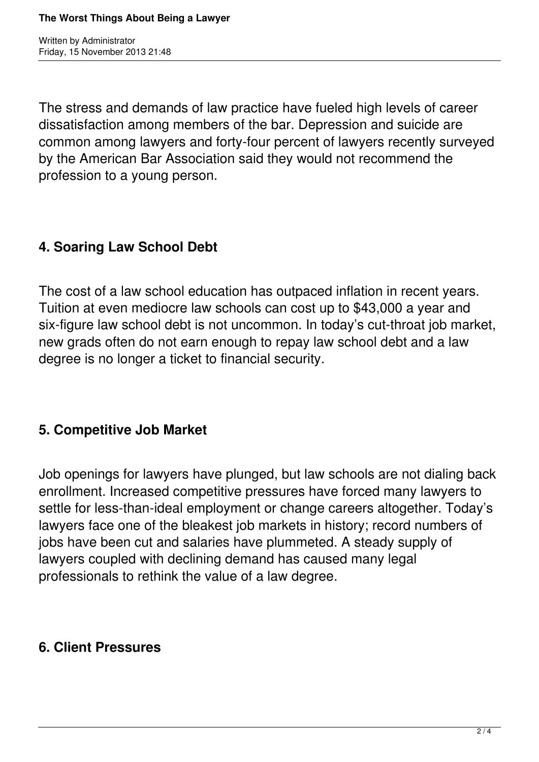The stress and demands of law practice have fueled high levels of career dissatisfaction among members of the bar. Depression and suicide are common among lawyers and forty-four percent of lawyers recently surveyed by the American Bar Association said they would not recommend the profession to a young person.

## 4. Soaring Law School Debt

The cost of a law school education has outpaced inflation in recent years. Tuition at even mediocre law schools can cost up to $43,000 a year and six-figure law school debt is not uncommon. In today's cut-throat job market, new grads often do not earn enough to repay law school debt and a law degree is no longer a ticket to financial security.

## 5. Competitive Job Market

Job openings for lawyers have plunged, but law schools are not dialing back enrollment. Increased competitive pressures have forced many lawyers to settle for less-than-ideal employment or change careers altogether. Today's lawyers face one of the bleakest job markets in history; record numbers of jobs have been cut and salaries have plummeted. A steady supply of lawyers coupled with declining demand has caused many legal professionals to rethink the value of a law degree.

## 6. Client Pressures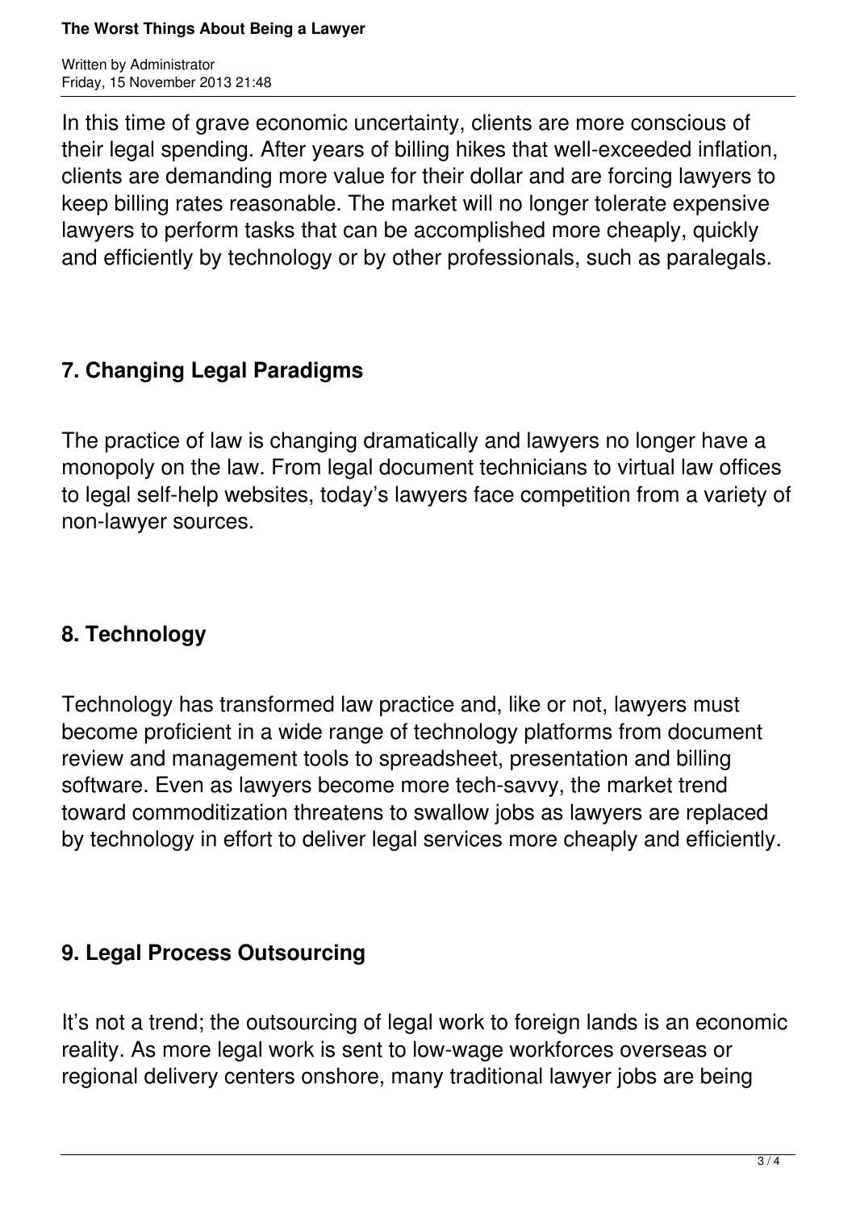In this time of grave economic uncertainty, clients are more conscious of their legal spending. After years of billing hikes that well-exceeded inflation, clients are demanding more value for their dollar and are forcing lawyers to keep billing rates reasonable. The market will no longer tolerate expensive lawyers to perform tasks that can be accomplished more cheaply, quickly and efficiently by technology or by other professionals, such as paralegals.

## 7. Changing Legal Paradigms

The practice of law is changing dramatically and lawyers no longer have a monopoly on the law. From legal document technicians to virtual law offices to legal self-help websites, today's lawyers face competition from a variety of non-lawyer sources.

## 8. Technology

Technology has transformed law practice and, like or not, lawyers must become proficient in a wide range of technology platforms from document review and management tools to spreadsheet, presentation and billing software. Even as lawyers become more tech-savvy, the market trend toward commoditization threatens to swallow jobs as lawyers are replaced by technology in effort to deliver legal services more cheaply and efficiently.

## 9. Legal Process Outsourcing

It's not a trend; the outsourcing of legal work to foreign lands is an economic reality. As more legal work is sent to low-wage workforces overseas or regional delivery centers onshore, many traditional lawyer jobs are being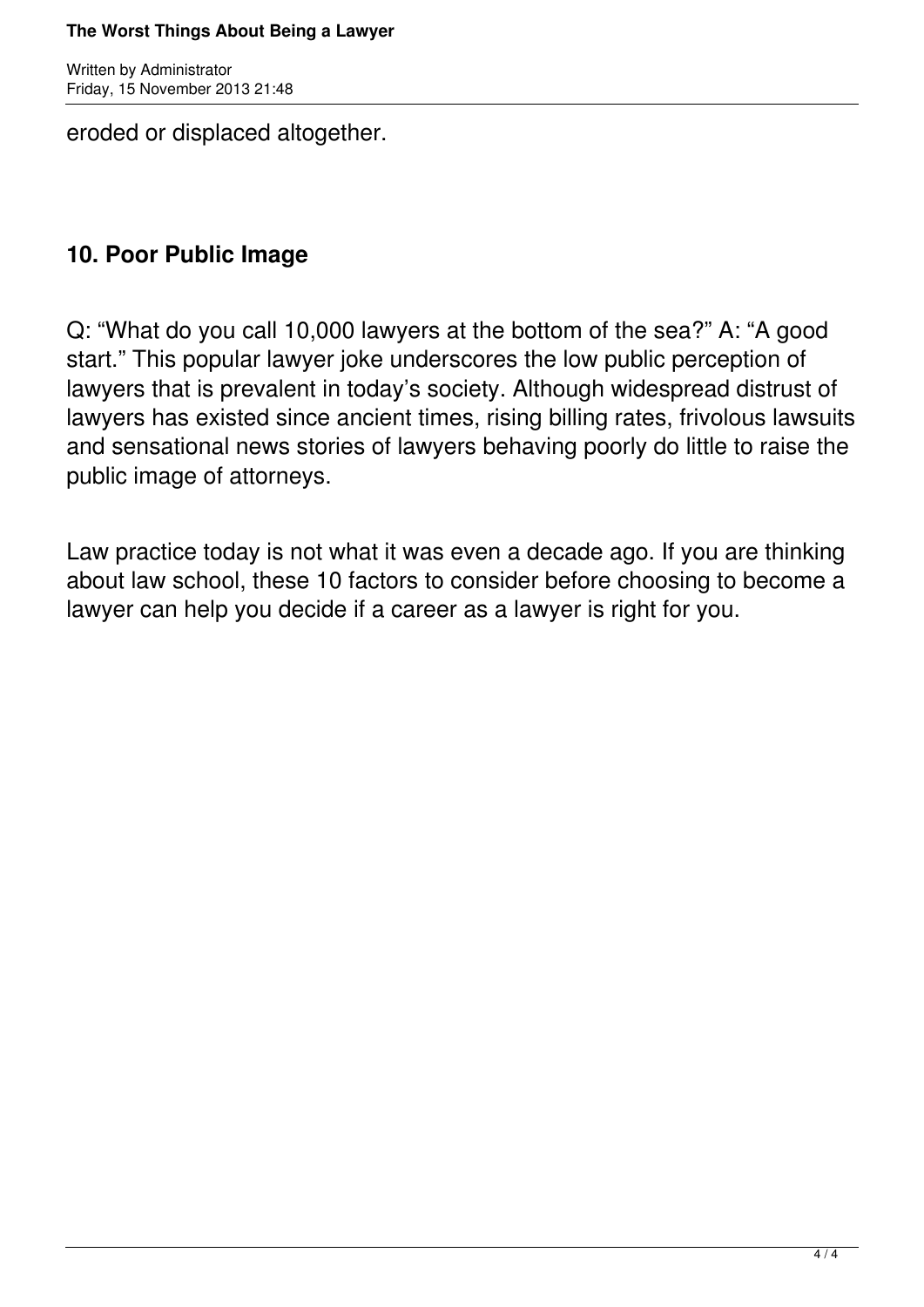eroded or displaced altogether.

## 10. Poor Public Image

Q: “What do you call 10,000 lawyers at the bottom of the sea?” A: “A good start.” This popular lawyer joke underscores the low public perception of lawyers that is prevalent in today’s society. Although widespread distrust of lawyers has existed since ancient times, rising billing rates, frivolous lawsuits and sensational news stories of lawyers behaving poorly do little to raise the public image of attorneys.

Law practice today is not what it was even a decade ago. If you are thinking about law school, these 10 factors to consider before choosing to become a lawyer can help you decide if a career as a lawyer is right for you.